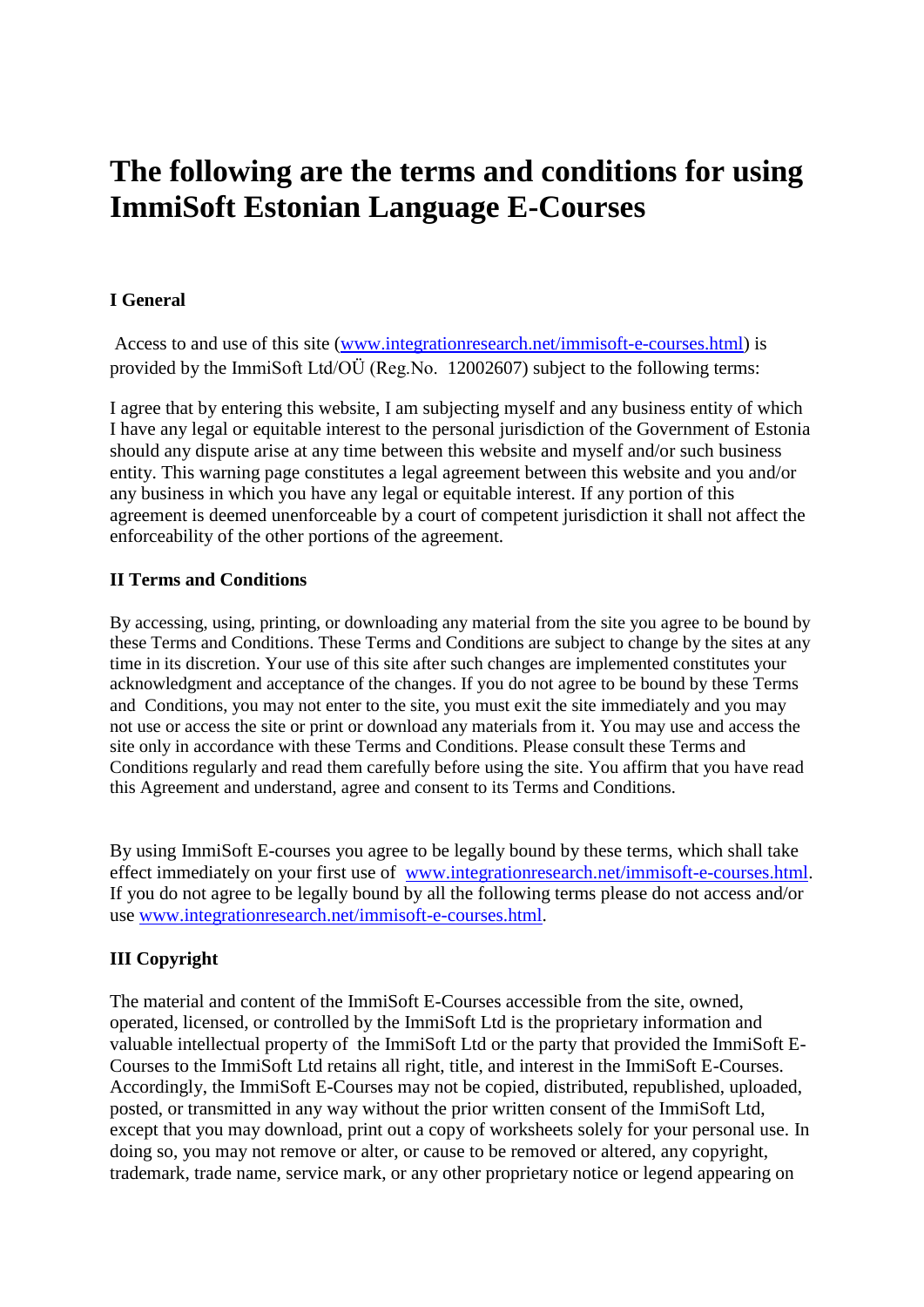# The following are the terms and conditions for using ImmiSoft Estonian Language E-Courses

### I General

Access to and use of this site (www.integrationresearch.net/immisoft-e-courses.html) is provided by the ImmiSoft Ltd/OÜ (Reg.No. 12002607) subject to the following terms:

I agree that by entering this website, I am subjecting myself and any business entity of which I have any legal or equitable interest to the personal jurisdiction of the Government of Estonia should any dispute arise at any time between this website and myself and/or such business entity. This warning page constitutes a legal agreement between this website and you and/or any business in which you have any legal or equitable interest. If any portion of this agreement is deemed unenforceable by a court of competent jurisdiction it shall not affect the enforceability of the other portions of the agreement.

### II Terms and Conditions

By accessing, using, printing, or downloading any material from the site you agree to be bound by these Terms and Conditions. These Terms and Conditions are subject to change by the sites at any time in its discretion. Your use of this site after such changes are implemented constitutes your acknowledgment and acceptance of the changes. If you do not agree to be bound by these Terms and Conditions, you may not enter to the site, you must exit the site immediately and you may not use or access the site or print or download any materials from it. You may use and access the site only in accordance with these Terms and Conditions. Please consult these Terms and Conditions regularly and read them carefully before using the site. You affirm that you have read this Agreement and understand, agree and consent to its Terms and Conditions.

By using ImmiSoft E-courses you agree to be legally bound by these terms, which shall take effect immediately on your first use of www.integrationresearch.net/immisoft-e-courses.html. If you do not agree to be legally bound by all the following terms please do not access and/or use www.integrationresearch.net/immisoft-e-courses.html.

### III Copyright

The material and content of the ImmiSoft E-Courses accessible from the site, owned, operated, licensed, or controlled by the ImmiSoft Ltd is the proprietary information and valuable intellectual property of the ImmiSoft Ltd or the party that provided the ImmiSoft E-Courses to the ImmiSoft Ltd retains all right, title, and interest in the ImmiSoft E-Courses. Accordingly, the ImmiSoft E-Courses may not be copied, distributed, republished, uploaded, posted, or transmitted in any way without the prior written consent of the ImmiSoft Ltd, except that you may download, print out a copy of worksheets solely for your personal use. In doing so, you may not remove or alter, or cause to be removed or altered, any copyright, trademark, trade name, service mark, or any other proprietary notice or legend appearing on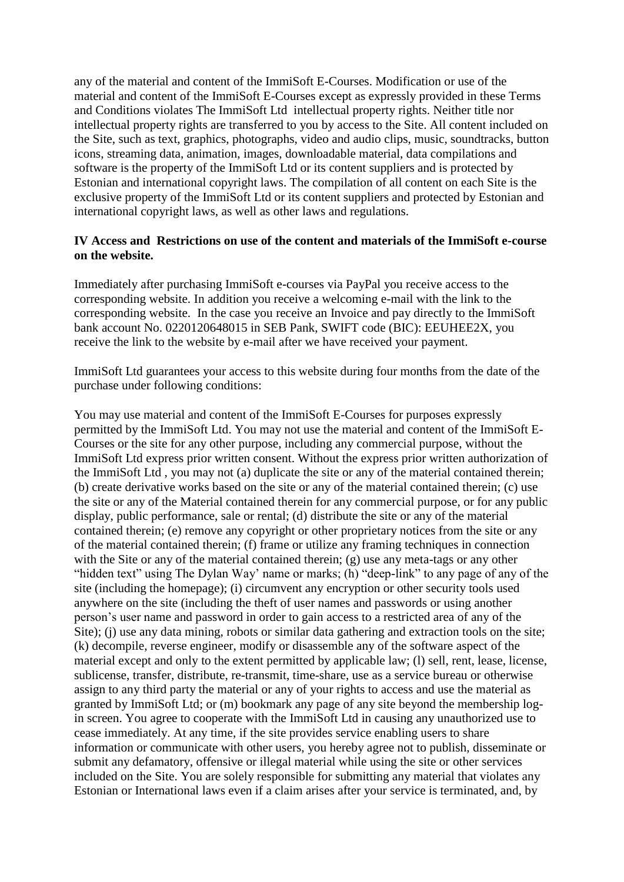any of the material and content of the ImmiSoft E-Courses. Modification or use of the material and content of the ImmiSoft E-Courses except as expressly provided in these Terms and Conditions violates The ImmiSoft Ltd intellectual property rights. Neither title nor intellectual property rights are transferred to you by access to the Site. All content included on the Site, such as text, graphics, photographs, video and audio clips, music, soundtracks, button icons, streaming data, animation, images, downloadable material, data compilations and software is the property of the ImmiSoft Ltd or its content suppliers and is protected by Estonian and international copyright laws. The compilation of all content on each Site is the exclusive property of the ImmiSoft Ltd or its content suppliers and protected by Estonian and international copyright laws, as well as other laws and regulations.

**IV Access and Restrictions on use of the content and materials of the ImmiSoft e-course on the website.**

Immediately after purchasing ImmiSoft e-courses via PayPal you receive access to the corresponding website. In addition you receive a welcoming e-mail with the link to the corresponding website. In the case you receive an Invoice and pay directly to the ImmiSoft bank account No. 0220120648015 in SEB Pank, SWIFT code (BIC): EEUHEE2X, you receive the link to the website by e-mail after we have received your payment.

ImmiSoft Ltd guarantees your access to this website during four months from the date of the purchase under following conditions:

You may use material and content of the ImmiSoft E-Courses for purposes expressly permitted by the ImmiSoft Ltd. You may not use the material and content of the ImmiSoft E-Courses or the site for any other purpose, including any commercial purpose, without the ImmiSoft Ltd express prior written consent. Without the express prior written authorization of the ImmiSoft Ltd , you may not (a) duplicate the site or any of the material contained therein; (b) create derivative works based on the site or any of the material contained therein; (c) use the site or any of the Material contained therein for any commercial purpose, or for any public display, public performance, sale or rental; (d) distribute the site or any of the material contained therein; (e) remove any copyright or other proprietary notices from the site or any of the material contained therein; (f) frame or utilize any framing techniques in connection with the Site or any of the material contained therein; (g) use any meta-tags or any other "hidden text" using The Dylan Way' name or marks; (h) "deep-link" to any page of any of the site (including the homepage); (i) circumvent any encryption or other security tools used anywhere on the site (including the theft of user names and passwords or using another person's user name and password in order to gain access to a restricted area of any of the Site); (j) use any data mining, robots or similar data gathering and extraction tools on the site; (k) decompile, reverse engineer, modify or disassemble any of the software aspect of the material except and only to the extent permitted by applicable law; (l) sell, rent, lease, license, sublicense, transfer, distribute, re-transmit, time-share, use as a service bureau or otherwise assign to any third party the material or any of your rights to access and use the material as granted by ImmiSoft Ltd; or (m) bookmark any page of any site beyond the membership log-in screen. You agree to cooperate with the ImmiSoft Ltd in causing any unauthorized use to cease immediately. At any time, if the site provides service enabling users to share information or communicate with other users, you hereby agree not to publish, disseminate or submit any defamatory, offensive or illegal material while using the site or other services included on the Site. You are solely responsible for submitting any material that violates any Estonian or International laws even if a claim arises after your service is terminated, and, by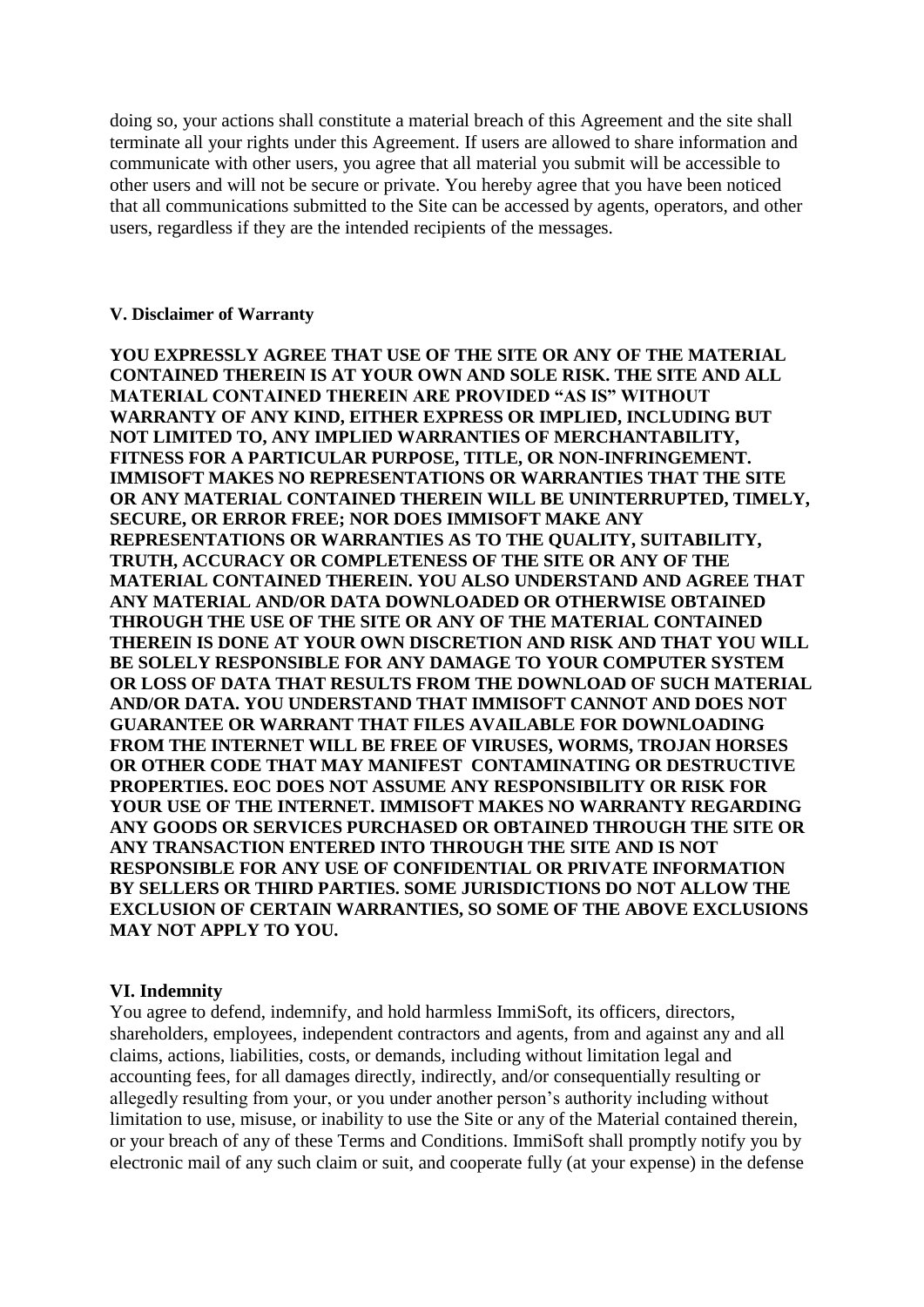doing so, your actions shall constitute a material breach of this Agreement and the site shall terminate all your rights under this Agreement. If users are allowed to share information and communicate with other users, you agree that all material you submit will be accessible to other users and will not be secure or private. You hereby agree that you have been noticed that all communications submitted to the Site can be accessed by agents, operators, and other users, regardless if they are the intended recipients of the messages.

## V. Disclaimer of Warranty

**YOU EXPRESSLY AGREE THAT USE OF THE SITE OR ANY OF THE MATERIAL CONTAINED THEREIN IS AT YOUR OWN AND SOLE RISK. THE SITE AND ALL MATERIAL CONTAINED THEREIN ARE PROVIDED "AS IS" WITHOUT WARRANTY OF ANY KIND, EITHER EXPRESS OR IMPLIED, INCLUDING BUT NOT LIMITED TO, ANY IMPLIED WARRANTIES OF MERCHANTABILITY, FITNESS FOR A PARTICULAR PURPOSE, TITLE, OR NON-INFRINGEMENT. IMMISOFT MAKES NO REPRESENTATIONS OR WARRANTIES THAT THE SITE OR ANY MATERIAL CONTAINED THEREIN WILL BE UNINTERRUPTED, TIMELY, SECURE, OR ERROR FREE; NOR DOES IMMISOFT MAKE ANY REPRESENTATIONS OR WARRANTIES AS TO THE QUALITY, SUITABILITY, TRUTH, ACCURACY OR COMPLETENESS OF THE SITE OR ANY OF THE MATERIAL CONTAINED THEREIN. YOU ALSO UNDERSTAND AND AGREE THAT ANY MATERIAL AND/OR DATA DOWNLOADED OR OTHERWISE OBTAINED THROUGH THE USE OF THE SITE OR ANY OF THE MATERIAL CONTAINED THEREIN IS DONE AT YOUR OWN DISCRETION AND RISK AND THAT YOU WILL BE SOLELY RESPONSIBLE FOR ANY DAMAGE TO YOUR COMPUTER SYSTEM OR LOSS OF DATA THAT RESULTS FROM THE DOWNLOAD OF SUCH MATERIAL AND/OR DATA. YOU UNDERSTAND THAT IMMISOFT CANNOT AND DOES NOT GUARANTEE OR WARRANT THAT FILES AVAILABLE FOR DOWNLOADING FROM THE INTERNET WILL BE FREE OF VIRUSES, WORMS, TROJAN HORSES OR OTHER CODE THAT MAY MANIFEST CONTAMINATING OR DESTRUCTIVE PROPERTIES. EOC DOES NOT ASSUME ANY RESPONSIBILITY OR RISK FOR YOUR USE OF THE INTERNET. IMMISOFT MAKES NO WARRANTY REGARDING ANY GOODS OR SERVICES PURCHASED OR OBTAINED THROUGH THE SITE OR ANY TRANSACTION ENTERED INTO THROUGH THE SITE AND IS NOT RESPONSIBLE FOR ANY USE OF CONFIDENTIAL OR PRIVATE INFORMATION BY SELLERS OR THIRD PARTIES. SOME JURISDICTIONS DO NOT ALLOW THE EXCLUSION OF CERTAIN WARRANTIES, SO SOME OF THE ABOVE EXCLUSIONS MAY NOT APPLY TO YOU.**

## VI. Indemnity

You agree to defend, indemnify, and hold harmless ImmiSoft, its officers, directors, shareholders, employees, independent contractors and agents, from and against any and all claims, actions, liabilities, costs, or demands, including without limitation legal and accounting fees, for all damages directly, indirectly, and/or consequentially resulting or allegedly resulting from your, or you under another person's authority including without limitation to use, misuse, or inability to use the Site or any of the Material contained therein, or your breach of any of these Terms and Conditions. ImmiSoft shall promptly notify you by electronic mail of any such claim or suit, and cooperate fully (at your expense) in the defense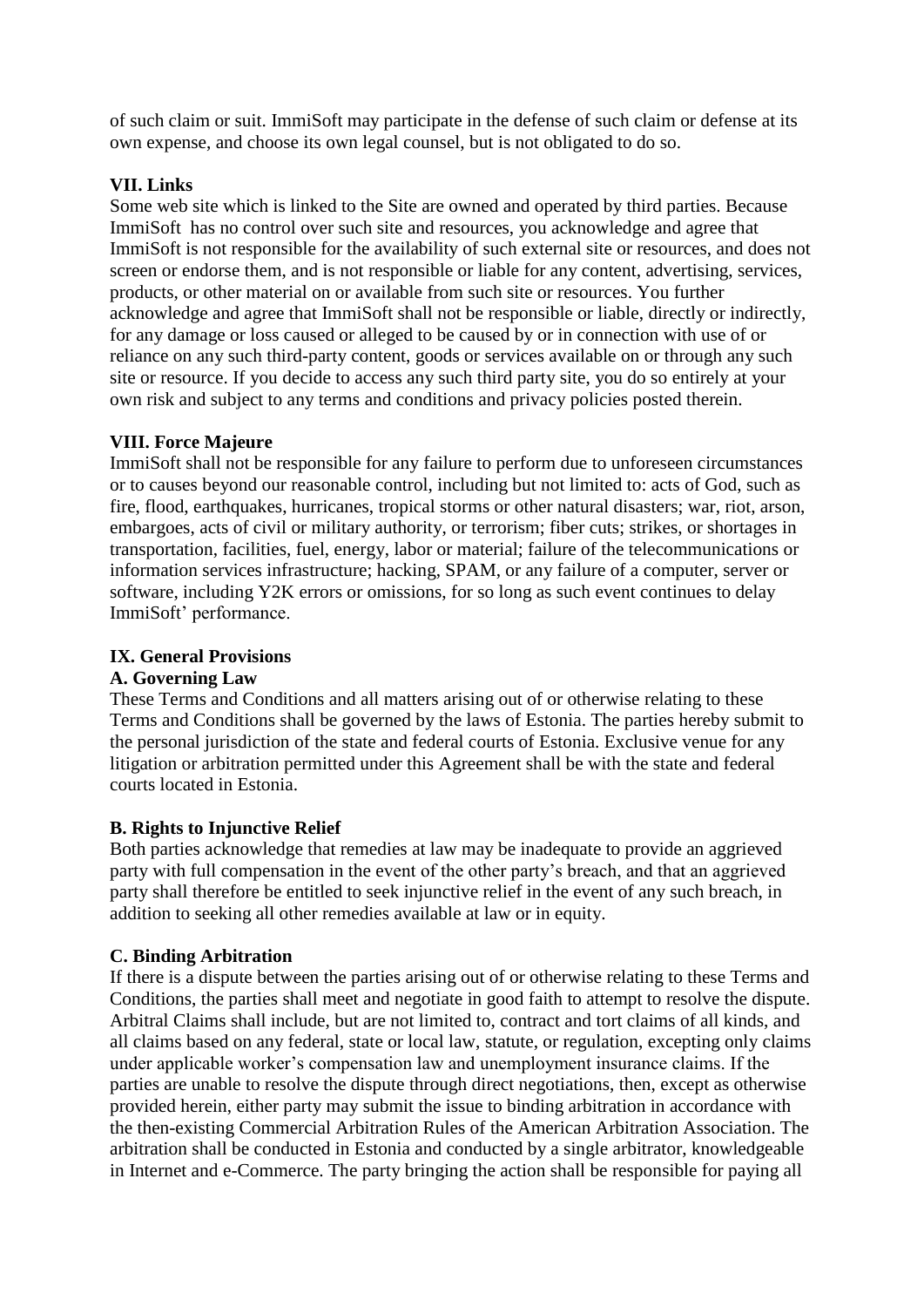of such claim or suit. ImmiSoft may participate in the defense of such claim or defense at its own expense, and choose its own legal counsel, but is not obligated to do so.

**VII. Links**

Some web site which is linked to the Site are owned and operated by third parties. Because ImmiSoft has no control over such site and resources, you acknowledge and agree that ImmiSoft is not responsible for the availability of such external site or resources, and does not screen or endorse them, and is not responsible or liable for any content, advertising, services, products, or other material on or available from such site or resources. You further acknowledge and agree that ImmiSoft shall not be responsible or liable, directly or indirectly, for any damage or loss caused or alleged to be caused by or in connection with use of or reliance on any such third-party content, goods or services available on or through any such site or resource. If you decide to access any such third party site, you do so entirely at your own risk and subject to any terms and conditions and privacy policies posted therein.

**VIII. Force Majeure**

ImmiSoft shall not be responsible for any failure to perform due to unforeseen circumstances or to causes beyond our reasonable control, including but not limited to: acts of God, such as fire, flood, earthquakes, hurricanes, tropical storms or other natural disasters; war, riot, arson, embargoes, acts of civil or military authority, or terrorism; fiber cuts; strikes, or shortages in transportation, facilities, fuel, energy, labor or material; failure of the telecommunications or information services infrastructure; hacking, SPAM, or any failure of a computer, server or software, including Y2K errors or omissions, for so long as such event continues to delay ImmiSoft' performance.

**IX. General Provisions**

**A. Governing Law**

These Terms and Conditions and all matters arising out of or otherwise relating to these Terms and Conditions shall be governed by the laws of Estonia. The parties hereby submit to the personal jurisdiction of the state and federal courts of Estonia. Exclusive venue for any litigation or arbitration permitted under this Agreement shall be with the state and federal courts located in Estonia.

**B. Rights to Injunctive Relief**

Both parties acknowledge that remedies at law may be inadequate to provide an aggrieved party with full compensation in the event of the other party's breach, and that an aggrieved party shall therefore be entitled to seek injunctive relief in the event of any such breach, in addition to seeking all other remedies available at law or in equity.

**C. Binding Arbitration**

If there is a dispute between the parties arising out of or otherwise relating to these Terms and Conditions, the parties shall meet and negotiate in good faith to attempt to resolve the dispute. Arbitral Claims shall include, but are not limited to, contract and tort claims of all kinds, and all claims based on any federal, state or local law, statute, or regulation, excepting only claims under applicable worker's compensation law and unemployment insurance claims. If the parties are unable to resolve the dispute through direct negotiations, then, except as otherwise provided herein, either party may submit the issue to binding arbitration in accordance with the then-existing Commercial Arbitration Rules of the American Arbitration Association. The arbitration shall be conducted in Estonia and conducted by a single arbitrator, knowledgeable in Internet and e-Commerce. The party bringing the action shall be responsible for paying all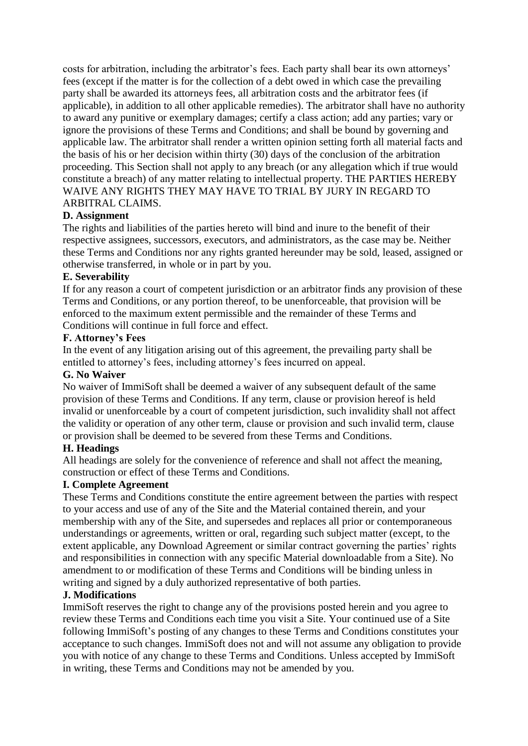costs for arbitration, including the arbitrator's fees. Each party shall bear its own attorneys' fees (except if the matter is for the collection of a debt owed in which case the prevailing party shall be awarded its attorneys fees, all arbitration costs and the arbitrator fees (if applicable), in addition to all other applicable remedies). The arbitrator shall have no authority to award any punitive or exemplary damages; certify a class action; add any parties; vary or ignore the provisions of these Terms and Conditions; and shall be bound by governing and applicable law. The arbitrator shall render a written opinion setting forth all material facts and the basis of his or her decision within thirty (30) days of the conclusion of the arbitration proceeding. This Section shall not apply to any breach (or any allegation which if true would constitute a breach) of any matter relating to intellectual property. THE PARTIES HEREBY WAIVE ANY RIGHTS THEY MAY HAVE TO TRIAL BY JURY IN REGARD TO ARBITRAL CLAIMS.

**D. Assignment**

The rights and liabilities of the parties hereto will bind and inure to the benefit of their respective assignees, successors, executors, and administrators, as the case may be. Neither these Terms and Conditions nor any rights granted hereunder may be sold, leased, assigned or otherwise transferred, in whole or in part by you.

**E. Severability**

If for any reason a court of competent jurisdiction or an arbitrator finds any provision of these Terms and Conditions, or any portion thereof, to be unenforceable, that provision will be enforced to the maximum extent permissible and the remainder of these Terms and Conditions will continue in full force and effect.

**F. Attorney's Fees**

In the event of any litigation arising out of this agreement, the prevailing party shall be entitled to attorney's fees, including attorney's fees incurred on appeal.

**G. No Waiver**

No waiver of ImmiSoft shall be deemed a waiver of any subsequent default of the same provision of these Terms and Conditions. If any term, clause or provision hereof is held invalid or unenforceable by a court of competent jurisdiction, such invalidity shall not affect the validity or operation of any other term, clause or provision and such invalid term, clause or provision shall be deemed to be severed from these Terms and Conditions.

**H. Headings**

All headings are solely for the convenience of reference and shall not affect the meaning, construction or effect of these Terms and Conditions.

**I. Complete Agreement**

These Terms and Conditions constitute the entire agreement between the parties with respect to your access and use of any of the Site and the Material contained therein, and your membership with any of the Site, and supersedes and replaces all prior or contemporaneous understandings or agreements, written or oral, regarding such subject matter (except, to the extent applicable, any Download Agreement or similar contract governing the parties' rights and responsibilities in connection with any specific Material downloadable from a Site). No amendment to or modification of these Terms and Conditions will be binding unless in writing and signed by a duly authorized representative of both parties.

**J. Modifications**

ImmiSoft reserves the right to change any of the provisions posted herein and you agree to review these Terms and Conditions each time you visit a Site. Your continued use of a Site following ImmiSoft's posting of any changes to these Terms and Conditions constitutes your acceptance to such changes. ImmiSoft does not and will not assume any obligation to provide you with notice of any change to these Terms and Conditions. Unless accepted by ImmiSoft in writing, these Terms and Conditions may not be amended by you.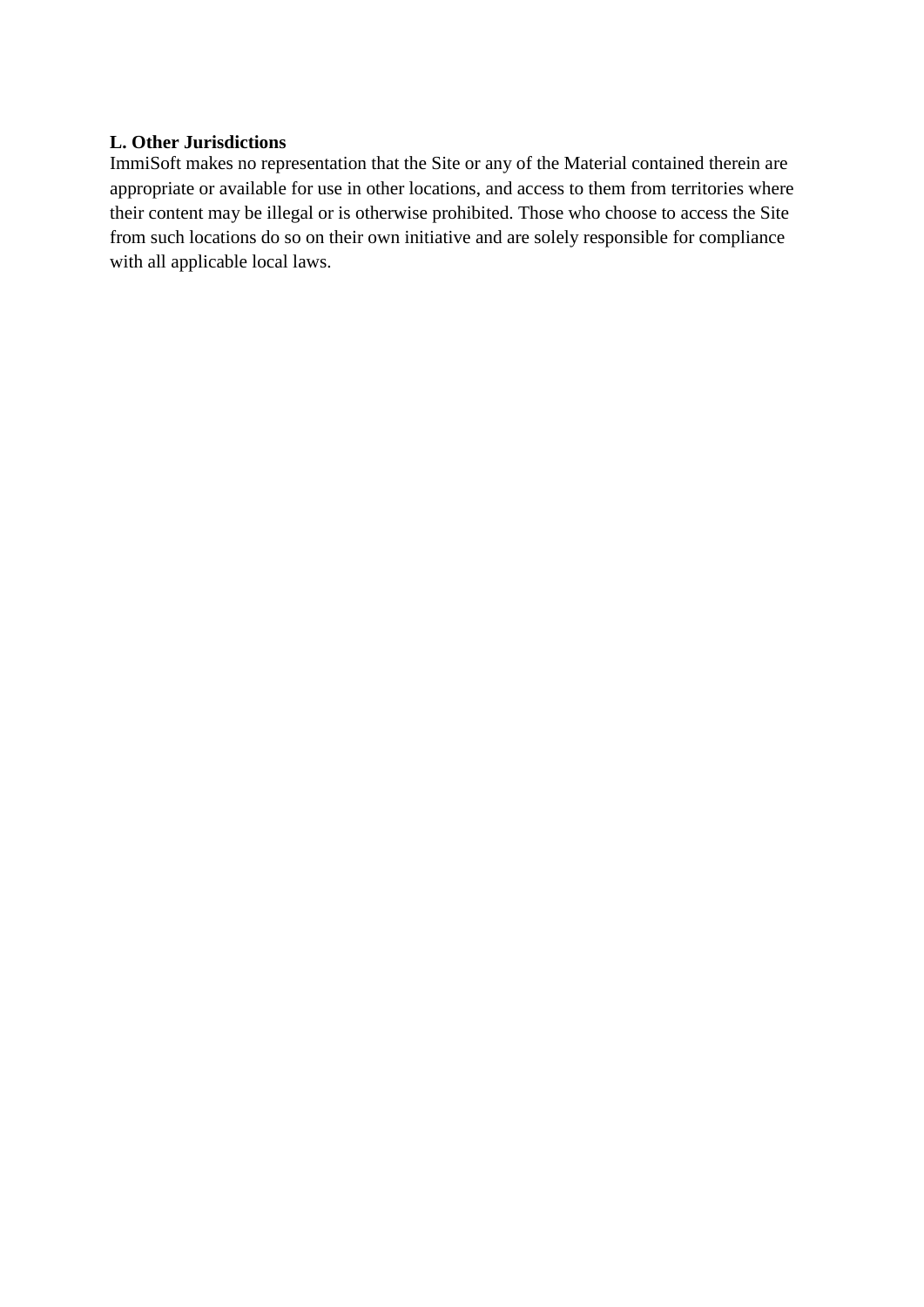**L. Other Jurisdictions**

ImmiSoft makes no representation that the Site or any of the Material contained therein are appropriate or available for use in other locations, and access to them from territories where their content may be illegal or is otherwise prohibited. Those who choose to access the Site from such locations do so on their own initiative and are solely responsible for compliance with all applicable local laws.